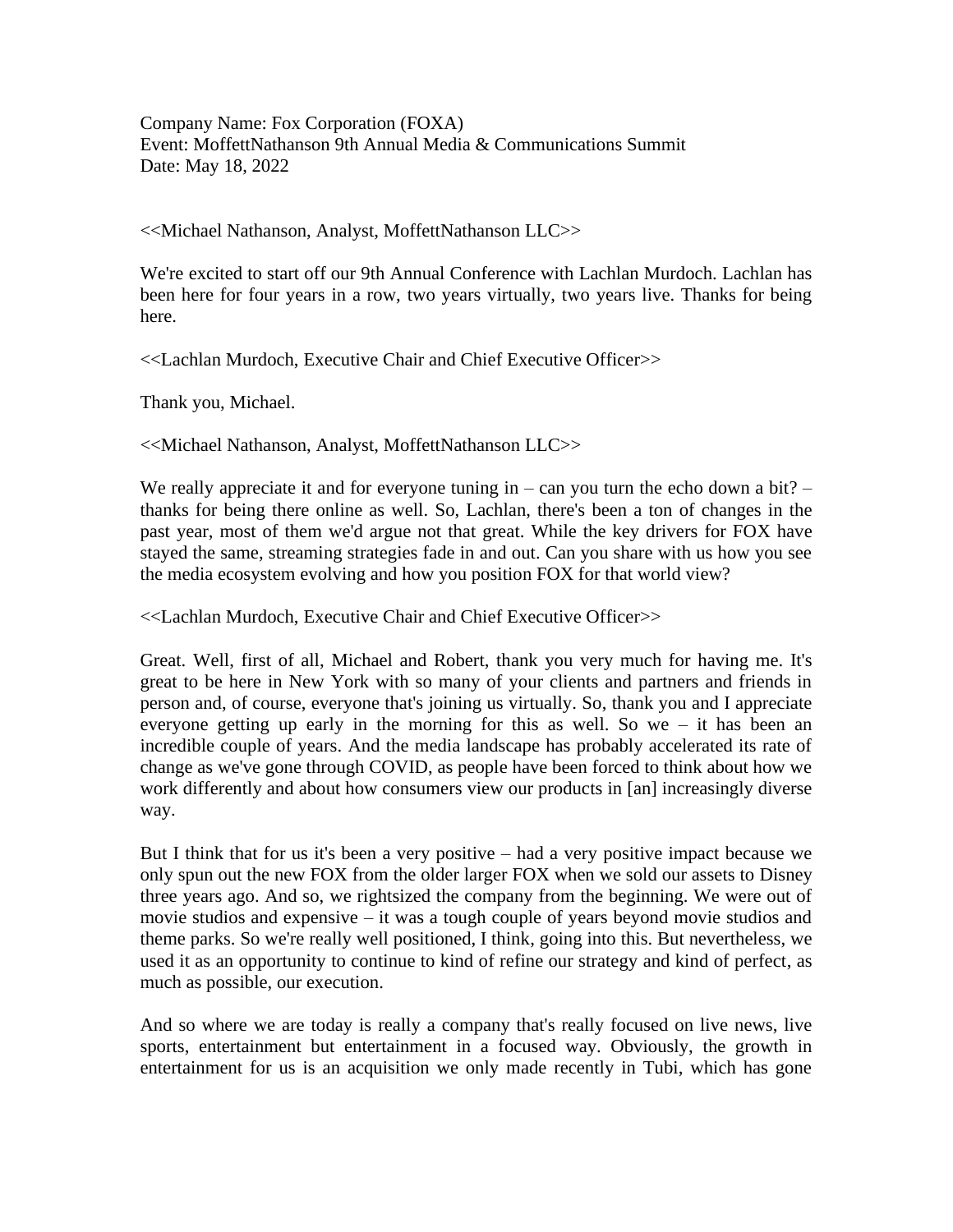Company Name: Fox Corporation (FOXA)
Event: MoffettNathanson 9th Annual Media & Communications Summit
Date: May 18, 2022

<<Michael Nathanson, Analyst, MoffettNathanson LLC>>

We're excited to start off our 9th Annual Conference with Lachlan Murdoch. Lachlan has been here for four years in a row, two years virtually, two years live. Thanks for being here.

<<Lachlan Murdoch, Executive Chair and Chief Executive Officer>>

Thank you, Michael.

<<Michael Nathanson, Analyst, MoffettNathanson LLC>>

We really appreciate it and for everyone tuning in – can you turn the echo down a bit? – thanks for being there online as well. So, Lachlan, there's been a ton of changes in the past year, most of them we'd argue not that great. While the key drivers for FOX have stayed the same, streaming strategies fade in and out. Can you share with us how you see the media ecosystem evolving and how you position FOX for that world view?

<<Lachlan Murdoch, Executive Chair and Chief Executive Officer>>

Great. Well, first of all, Michael and Robert, thank you very much for having me. It's great to be here in New York with so many of your clients and partners and friends in person and, of course, everyone that's joining us virtually. So, thank you and I appreciate everyone getting up early in the morning for this as well. So we – it has been an incredible couple of years. And the media landscape has probably accelerated its rate of change as we've gone through COVID, as people have been forced to think about how we work differently and about how consumers view our products in [an] increasingly diverse way.

But I think that for us it's been a very positive – had a very positive impact because we only spun out the new FOX from the older larger FOX when we sold our assets to Disney three years ago. And so, we rightsized the company from the beginning. We were out of movie studios and expensive – it was a tough couple of years beyond movie studios and theme parks. So we're really well positioned, I think, going into this. But nevertheless, we used it as an opportunity to continue to kind of refine our strategy and kind of perfect, as much as possible, our execution.

And so where we are today is really a company that's really focused on live news, live sports, entertainment but entertainment in a focused way. Obviously, the growth in entertainment for us is an acquisition we only made recently in Tubi, which has gone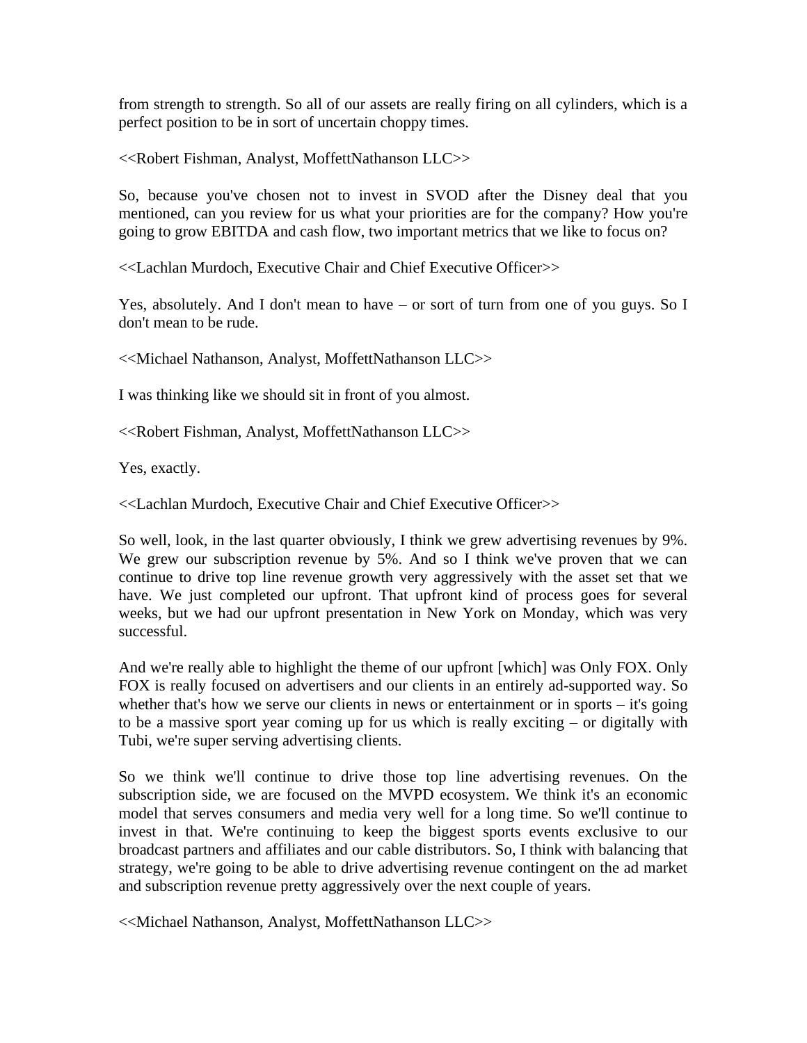from strength to strength. So all of our assets are really firing on all cylinders, which is a perfect position to be in sort of uncertain choppy times.

<<Robert Fishman, Analyst, MoffettNathanson LLC>>

So, because you've chosen not to invest in SVOD after the Disney deal that you mentioned, can you review for us what your priorities are for the company? How you're going to grow EBITDA and cash flow, two important metrics that we like to focus on?

<<Lachlan Murdoch, Executive Chair and Chief Executive Officer>>

Yes, absolutely. And I don't mean to have – or sort of turn from one of you guys. So I don't mean to be rude.

<<Michael Nathanson, Analyst, MoffettNathanson LLC>>

I was thinking like we should sit in front of you almost.

<<Robert Fishman, Analyst, MoffettNathanson LLC>>

Yes, exactly.

<<Lachlan Murdoch, Executive Chair and Chief Executive Officer>>

So well, look, in the last quarter obviously, I think we grew advertising revenues by 9%. We grew our subscription revenue by 5%. And so I think we've proven that we can continue to drive top line revenue growth very aggressively with the asset set that we have. We just completed our upfront. That upfront kind of process goes for several weeks, but we had our upfront presentation in New York on Monday, which was very successful.

And we're really able to highlight the theme of our upfront [which] was Only FOX. Only FOX is really focused on advertisers and our clients in an entirely ad-supported way. So whether that's how we serve our clients in news or entertainment or in sports – it's going to be a massive sport year coming up for us which is really exciting – or digitally with Tubi, we're super serving advertising clients.

So we think we'll continue to drive those top line advertising revenues. On the subscription side, we are focused on the MVPD ecosystem. We think it's an economic model that serves consumers and media very well for a long time. So we'll continue to invest in that. We're continuing to keep the biggest sports events exclusive to our broadcast partners and affiliates and our cable distributors. So, I think with balancing that strategy, we're going to be able to drive advertising revenue contingent on the ad market and subscription revenue pretty aggressively over the next couple of years.

<<Michael Nathanson, Analyst, MoffettNathanson LLC>>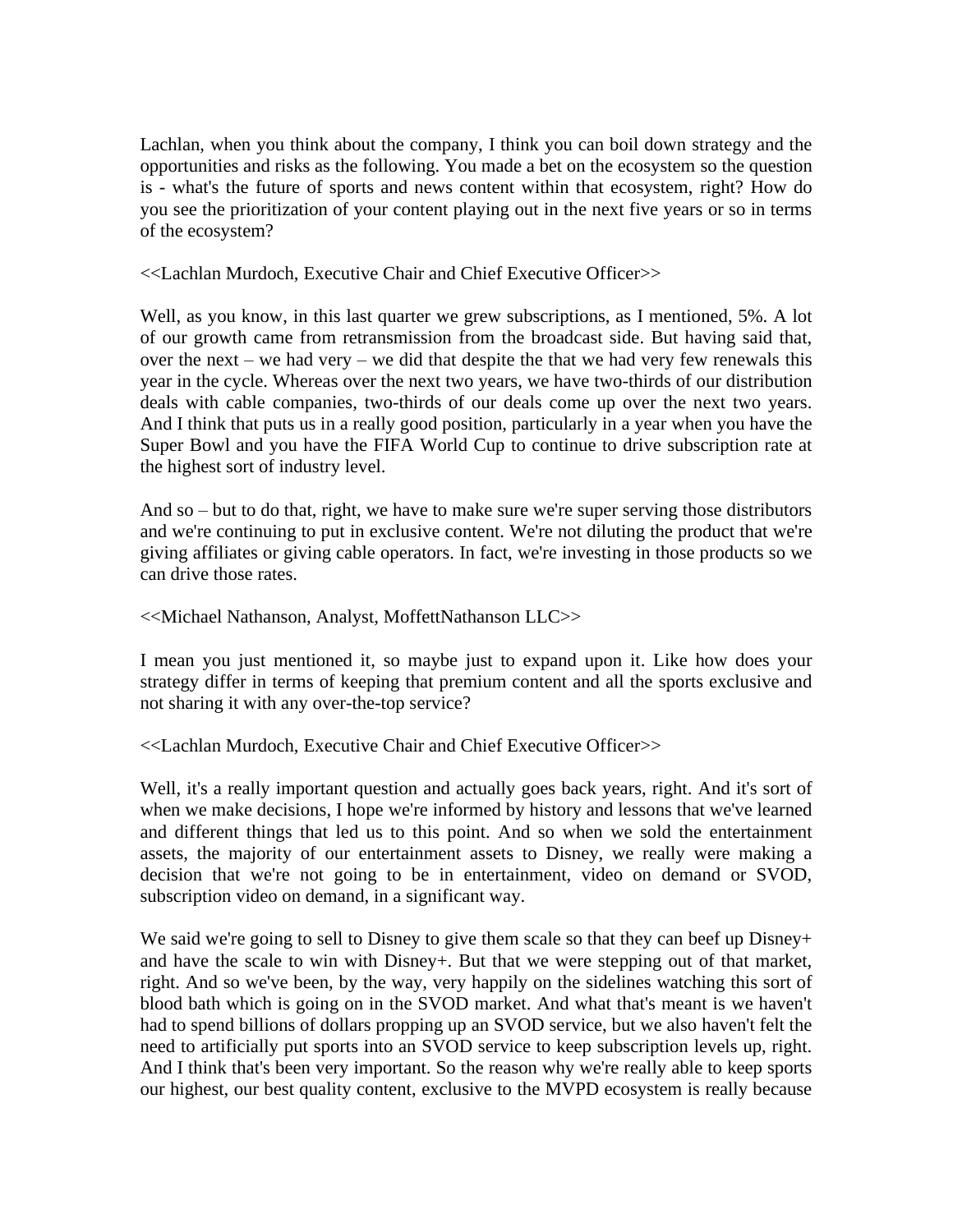Lachlan, when you think about the company, I think you can boil down strategy and the opportunities and risks as the following. You made a bet on the ecosystem so the question is - what's the future of sports and news content within that ecosystem, right? How do you see the prioritization of your content playing out in the next five years or so in terms of the ecosystem?

<<Lachlan Murdoch, Executive Chair and Chief Executive Officer>>

Well, as you know, in this last quarter we grew subscriptions, as I mentioned, 5%. A lot of our growth came from retransmission from the broadcast side. But having said that, over the next – we had very – we did that despite the that we had very few renewals this year in the cycle. Whereas over the next two years, we have two-thirds of our distribution deals with cable companies, two-thirds of our deals come up over the next two years. And I think that puts us in a really good position, particularly in a year when you have the Super Bowl and you have the FIFA World Cup to continue to drive subscription rate at the highest sort of industry level.

And so – but to do that, right, we have to make sure we're super serving those distributors and we're continuing to put in exclusive content. We're not diluting the product that we're giving affiliates or giving cable operators. In fact, we're investing in those products so we can drive those rates.

<<Michael Nathanson, Analyst, MoffettNathanson LLC>>

I mean you just mentioned it, so maybe just to expand upon it. Like how does your strategy differ in terms of keeping that premium content and all the sports exclusive and not sharing it with any over-the-top service?

<<Lachlan Murdoch, Executive Chair and Chief Executive Officer>>

Well, it's a really important question and actually goes back years, right. And it's sort of when we make decisions, I hope we're informed by history and lessons that we've learned and different things that led us to this point. And so when we sold the entertainment assets, the majority of our entertainment assets to Disney, we really were making a decision that we're not going to be in entertainment, video on demand or SVOD, subscription video on demand, in a significant way.

We said we're going to sell to Disney to give them scale so that they can beef up Disney+ and have the scale to win with Disney+. But that we were stepping out of that market, right. And so we've been, by the way, very happily on the sidelines watching this sort of blood bath which is going on in the SVOD market. And what that's meant is we haven't had to spend billions of dollars propping up an SVOD service, but we also haven't felt the need to artificially put sports into an SVOD service to keep subscription levels up, right. And I think that's been very important. So the reason why we're really able to keep sports our highest, our best quality content, exclusive to the MVPD ecosystem is really because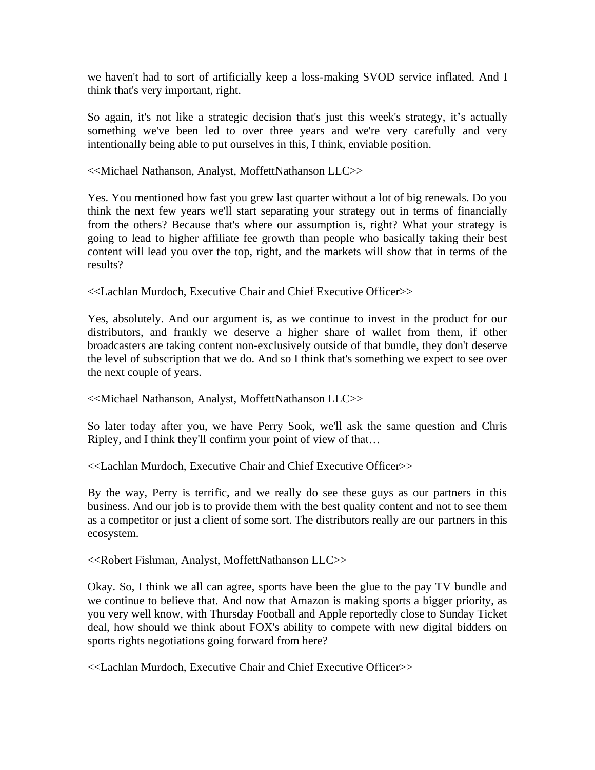we haven't had to sort of artificially keep a loss-making SVOD service inflated. And I think that's very important, right.

So again, it's not like a strategic decision that's just this week's strategy, it’s actually something we've been led to over three years and we're very carefully and very intentionally being able to put ourselves in this, I think, enviable position.

<<Michael Nathanson, Analyst, MoffettNathanson LLC>>

Yes. You mentioned how fast you grew last quarter without a lot of big renewals. Do you think the next few years we'll start separating your strategy out in terms of financially from the others? Because that's where our assumption is, right? What your strategy is going to lead to higher affiliate fee growth than people who basically taking their best content will lead you over the top, right, and the markets will show that in terms of the results?

<<Lachlan Murdoch, Executive Chair and Chief Executive Officer>>

Yes, absolutely. And our argument is, as we continue to invest in the product for our distributors, and frankly we deserve a higher share of wallet from them, if other broadcasters are taking content non-exclusively outside of that bundle, they don't deserve the level of subscription that we do. And so I think that's something we expect to see over the next couple of years.

<<Michael Nathanson, Analyst, MoffettNathanson LLC>>

So later today after you, we have Perry Sook, we'll ask the same question and Chris Ripley, and I think they'll confirm your point of view of that…

<<Lachlan Murdoch, Executive Chair and Chief Executive Officer>>

By the way, Perry is terrific, and we really do see these guys as our partners in this business. And our job is to provide them with the best quality content and not to see them as a competitor or just a client of some sort. The distributors really are our partners in this ecosystem.

<<Robert Fishman, Analyst, MoffettNathanson LLC>>

Okay. So, I think we all can agree, sports have been the glue to the pay TV bundle and we continue to believe that. And now that Amazon is making sports a bigger priority, as you very well know, with Thursday Football and Apple reportedly close to Sunday Ticket deal, how should we think about FOX's ability to compete with new digital bidders on sports rights negotiations going forward from here?

<<Lachlan Murdoch, Executive Chair and Chief Executive Officer>>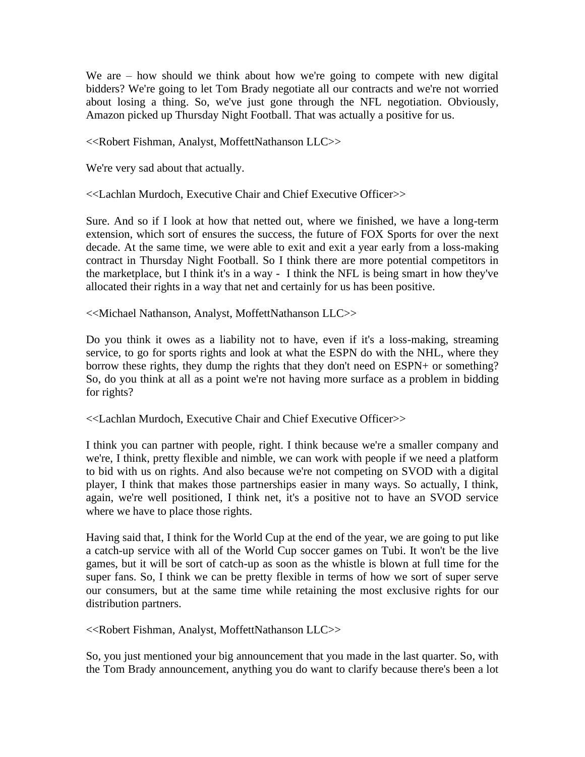We are – how should we think about how we're going to compete with new digital bidders? We're going to let Tom Brady negotiate all our contracts and we're not worried about losing a thing. So, we've just gone through the NFL negotiation. Obviously, Amazon picked up Thursday Night Football. That was actually a positive for us.

<<Robert Fishman, Analyst, MoffettNathanson LLC>>

We're very sad about that actually.

<<Lachlan Murdoch, Executive Chair and Chief Executive Officer>>

Sure. And so if I look at how that netted out, where we finished, we have a long-term extension, which sort of ensures the success, the future of FOX Sports for over the next decade. At the same time, we were able to exit and exit a year early from a loss-making contract in Thursday Night Football. So I think there are more potential competitors in the marketplace, but I think it's in a way - I think the NFL is being smart in how they've allocated their rights in a way that net and certainly for us has been positive.

<<Michael Nathanson, Analyst, MoffettNathanson LLC>>

Do you think it owes as a liability not to have, even if it's a loss-making, streaming service, to go for sports rights and look at what the ESPN do with the NHL, where they borrow these rights, they dump the rights that they don't need on ESPN+ or something? So, do you think at all as a point we're not having more surface as a problem in bidding for rights?

<<Lachlan Murdoch, Executive Chair and Chief Executive Officer>>

I think you can partner with people, right. I think because we're a smaller company and we're, I think, pretty flexible and nimble, we can work with people if we need a platform to bid with us on rights. And also because we're not competing on SVOD with a digital player, I think that makes those partnerships easier in many ways. So actually, I think, again, we're well positioned, I think net, it's a positive not to have an SVOD service where we have to place those rights.

Having said that, I think for the World Cup at the end of the year, we are going to put like a catch-up service with all of the World Cup soccer games on Tubi. It won't be the live games, but it will be sort of catch-up as soon as the whistle is blown at full time for the super fans. So, I think we can be pretty flexible in terms of how we sort of super serve our consumers, but at the same time while retaining the most exclusive rights for our distribution partners.

<<Robert Fishman, Analyst, MoffettNathanson LLC>>

So, you just mentioned your big announcement that you made in the last quarter. So, with the Tom Brady announcement, anything you do want to clarify because there's been a lot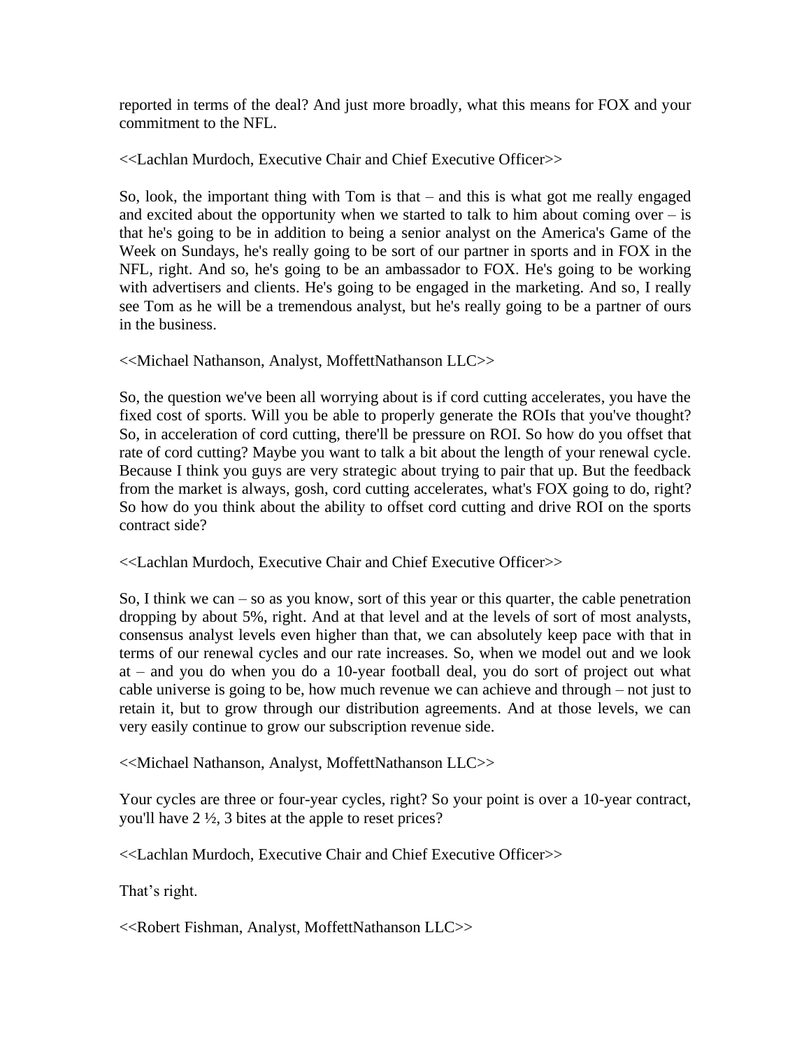reported in terms of the deal? And just more broadly, what this means for FOX and your commitment to the NFL.

<<Lachlan Murdoch, Executive Chair and Chief Executive Officer>>

So, look, the important thing with Tom is that – and this is what got me really engaged and excited about the opportunity when we started to talk to him about coming over – is that he's going to be in addition to being a senior analyst on the America's Game of the Week on Sundays, he's really going to be sort of our partner in sports and in FOX in the NFL, right. And so, he's going to be an ambassador to FOX. He's going to be working with advertisers and clients. He's going to be engaged in the marketing. And so, I really see Tom as he will be a tremendous analyst, but he's really going to be a partner of ours in the business.

<<Michael Nathanson, Analyst, MoffettNathanson LLC>>

So, the question we've been all worrying about is if cord cutting accelerates, you have the fixed cost of sports. Will you be able to properly generate the ROIs that you've thought? So, in acceleration of cord cutting, there'll be pressure on ROI. So how do you offset that rate of cord cutting? Maybe you want to talk a bit about the length of your renewal cycle. Because I think you guys are very strategic about trying to pair that up. But the feedback from the market is always, gosh, cord cutting accelerates, what's FOX going to do, right? So how do you think about the ability to offset cord cutting and drive ROI on the sports contract side?

<<Lachlan Murdoch, Executive Chair and Chief Executive Officer>>

So, I think we can – so as you know, sort of this year or this quarter, the cable penetration dropping by about 5%, right. And at that level and at the levels of sort of most analysts, consensus analyst levels even higher than that, we can absolutely keep pace with that in terms of our renewal cycles and our rate increases. So, when we model out and we look at – and you do when you do a 10-year football deal, you do sort of project out what cable universe is going to be, how much revenue we can achieve and through – not just to retain it, but to grow through our distribution agreements. And at those levels, we can very easily continue to grow our subscription revenue side.

<<Michael Nathanson, Analyst, MoffettNathanson LLC>>

Your cycles are three or four-year cycles, right? So your point is over a 10-year contract, you'll have 2 ½, 3 bites at the apple to reset prices?

<<Lachlan Murdoch, Executive Chair and Chief Executive Officer>>

That's right.

<<Robert Fishman, Analyst, MoffettNathanson LLC>>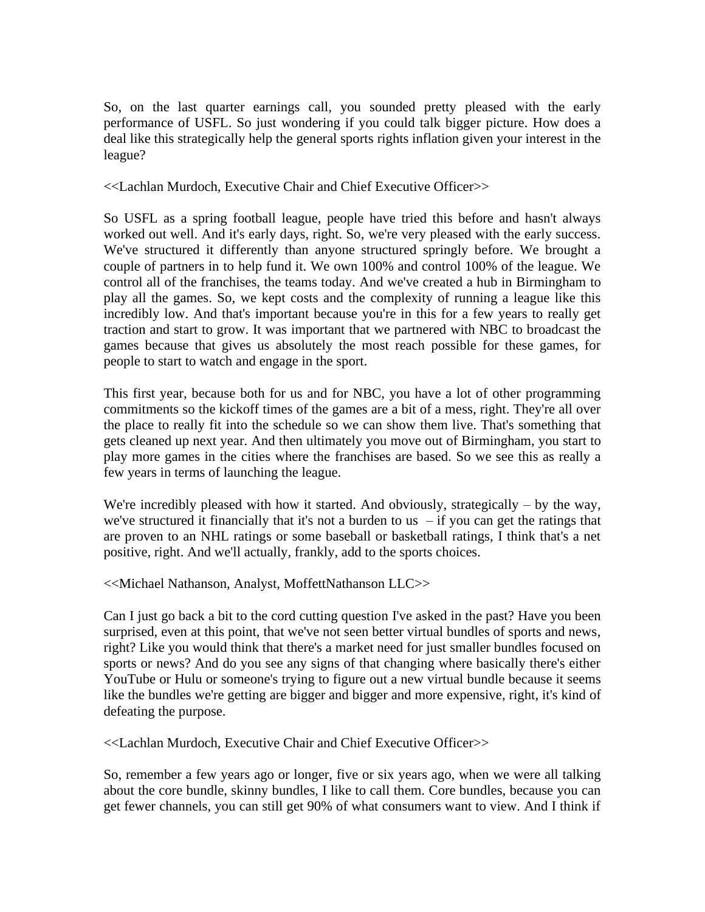So, on the last quarter earnings call, you sounded pretty pleased with the early performance of USFL. So just wondering if you could talk bigger picture. How does a deal like this strategically help the general sports rights inflation given your interest in the league?

<<Lachlan Murdoch, Executive Chair and Chief Executive Officer>>

So USFL as a spring football league, people have tried this before and hasn't always worked out well. And it's early days, right. So, we're very pleased with the early success. We've structured it differently than anyone structured springly before. We brought a couple of partners in to help fund it. We own 100% and control 100% of the league. We control all of the franchises, the teams today. And we've created a hub in Birmingham to play all the games. So, we kept costs and the complexity of running a league like this incredibly low. And that's important because you're in this for a few years to really get traction and start to grow. It was important that we partnered with NBC to broadcast the games because that gives us absolutely the most reach possible for these games, for people to start to watch and engage in the sport.

This first year, because both for us and for NBC, you have a lot of other programming commitments so the kickoff times of the games are a bit of a mess, right. They're all over the place to really fit into the schedule so we can show them live. That's something that gets cleaned up next year. And then ultimately you move out of Birmingham, you start to play more games in the cities where the franchises are based. So we see this as really a few years in terms of launching the league.

We're incredibly pleased with how it started. And obviously, strategically – by the way, we've structured it financially that it's not a burden to us – if you can get the ratings that are proven to an NHL ratings or some baseball or basketball ratings, I think that's a net positive, right. And we'll actually, frankly, add to the sports choices.

<<Michael Nathanson, Analyst, MoffettNathanson LLC>>

Can I just go back a bit to the cord cutting question I've asked in the past? Have you been surprised, even at this point, that we've not seen better virtual bundles of sports and news, right? Like you would think that there's a market need for just smaller bundles focused on sports or news? And do you see any signs of that changing where basically there's either YouTube or Hulu or someone's trying to figure out a new virtual bundle because it seems like the bundles we're getting are bigger and bigger and more expensive, right, it's kind of defeating the purpose.

<<Lachlan Murdoch, Executive Chair and Chief Executive Officer>>

So, remember a few years ago or longer, five or six years ago, when we were all talking about the core bundle, skinny bundles, I like to call them. Core bundles, because you can get fewer channels, you can still get 90% of what consumers want to view. And I think if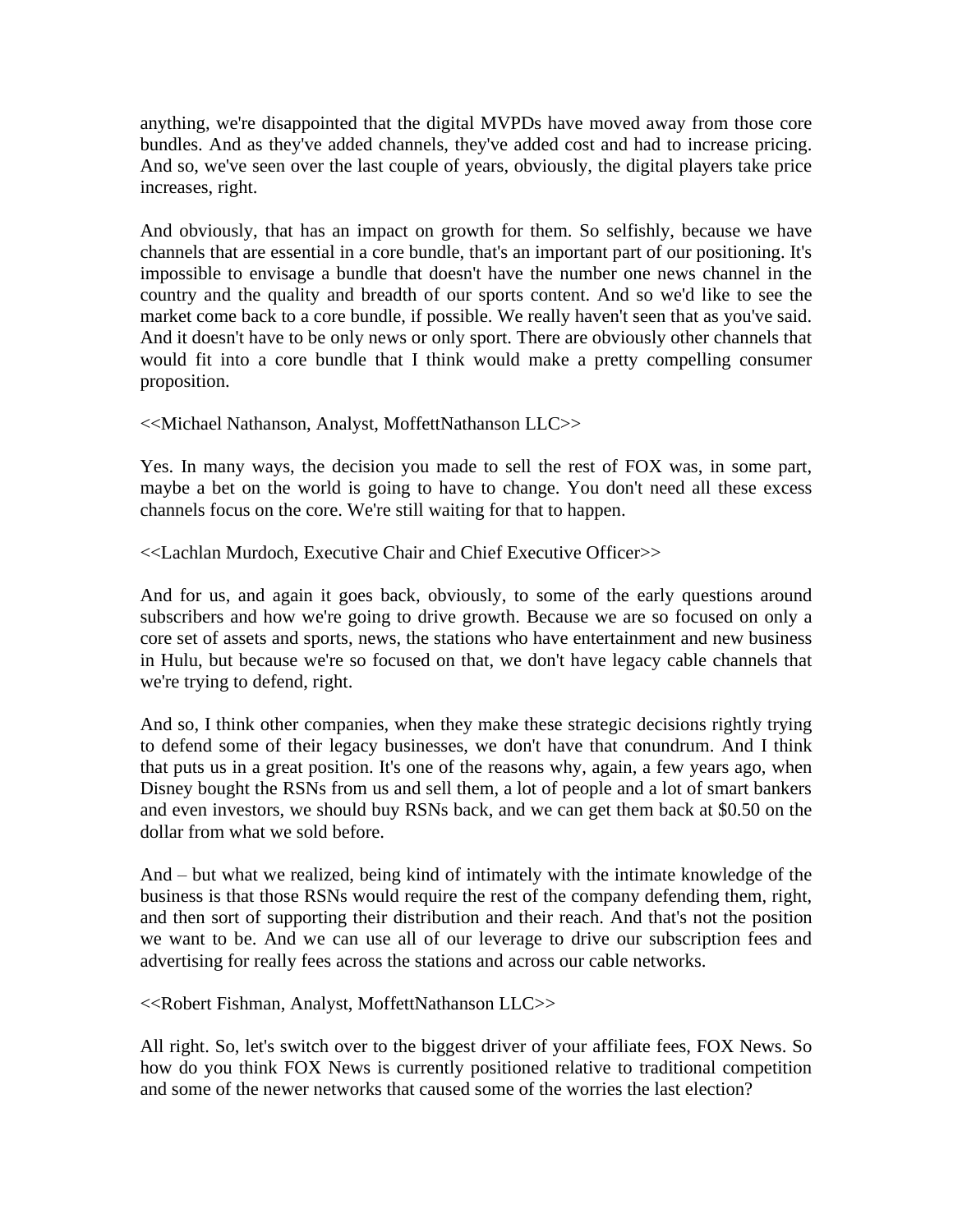anything, we're disappointed that the digital MVPDs have moved away from those core bundles. And as they've added channels, they've added cost and had to increase pricing. And so, we've seen over the last couple of years, obviously, the digital players take price increases, right.

And obviously, that has an impact on growth for them. So selfishly, because we have channels that are essential in a core bundle, that's an important part of our positioning. It's impossible to envisage a bundle that doesn't have the number one news channel in the country and the quality and breadth of our sports content. And so we'd like to see the market come back to a core bundle, if possible. We really haven't seen that as you've said. And it doesn't have to be only news or only sport. There are obviously other channels that would fit into a core bundle that I think would make a pretty compelling consumer proposition.

<<Michael Nathanson, Analyst, MoffettNathanson LLC>>

Yes. In many ways, the decision you made to sell the rest of FOX was, in some part, maybe a bet on the world is going to have to change. You don't need all these excess channels focus on the core. We're still waiting for that to happen.

<<Lachlan Murdoch, Executive Chair and Chief Executive Officer>>

And for us, and again it goes back, obviously, to some of the early questions around subscribers and how we're going to drive growth. Because we are so focused on only a core set of assets and sports, news, the stations who have entertainment and new business in Hulu, but because we're so focused on that, we don't have legacy cable channels that we're trying to defend, right.

And so, I think other companies, when they make these strategic decisions rightly trying to defend some of their legacy businesses, we don't have that conundrum. And I think that puts us in a great position. It's one of the reasons why, again, a few years ago, when Disney bought the RSNs from us and sell them, a lot of people and a lot of smart bankers and even investors, we should buy RSNs back, and we can get them back at $0.50 on the dollar from what we sold before.

And – but what we realized, being kind of intimately with the intimate knowledge of the business is that those RSNs would require the rest of the company defending them, right, and then sort of supporting their distribution and their reach. And that's not the position we want to be. And we can use all of our leverage to drive our subscription fees and advertising for really fees across the stations and across our cable networks.

<<Robert Fishman, Analyst, MoffettNathanson LLC>>

All right. So, let's switch over to the biggest driver of your affiliate fees, FOX News. So how do you think FOX News is currently positioned relative to traditional competition and some of the newer networks that caused some of the worries the last election?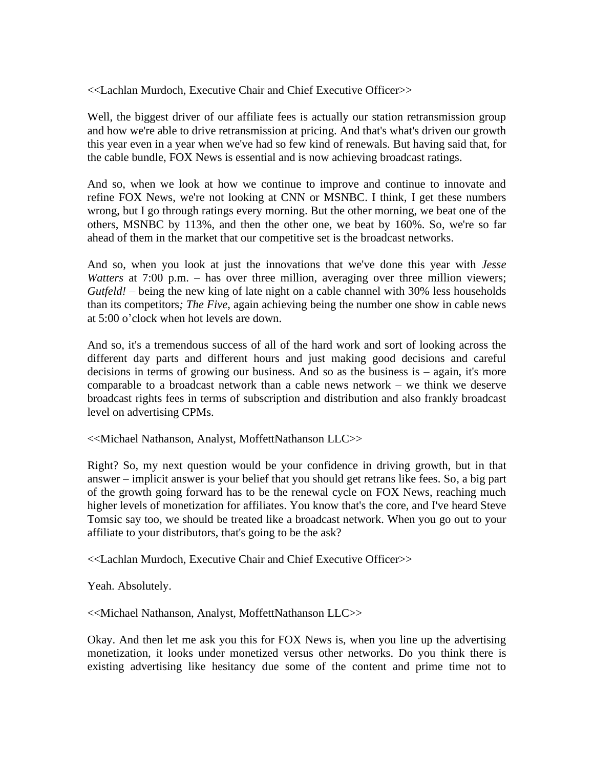<<Lachlan Murdoch, Executive Chair and Chief Executive Officer>>

Well, the biggest driver of our affiliate fees is actually our station retransmission group and how we're able to drive retransmission at pricing. And that's what's driven our growth this year even in a year when we've had so few kind of renewals. But having said that, for the cable bundle, FOX News is essential and is now achieving broadcast ratings.

And so, when we look at how we continue to improve and continue to innovate and refine FOX News, we're not looking at CNN or MSNBC. I think, I get these numbers wrong, but I go through ratings every morning. But the other morning, we beat one of the others, MSNBC by 113%, and then the other one, we beat by 160%. So, we're so far ahead of them in the market that our competitive set is the broadcast networks.

And so, when you look at just the innovations that we've done this year with *Jesse Watters* at 7:00 p.m. – has over three million, averaging over three million viewers; *Gutfeld!* – being the new king of late night on a cable channel with 30% less households than its competitors*; The Five*, again achieving being the number one show in cable news at 5:00 o'clock when hot levels are down.

And so, it's a tremendous success of all of the hard work and sort of looking across the different day parts and different hours and just making good decisions and careful decisions in terms of growing our business. And so as the business is – again, it's more comparable to a broadcast network than a cable news network – we think we deserve broadcast rights fees in terms of subscription and distribution and also frankly broadcast level on advertising CPMs.

<<Michael Nathanson, Analyst, MoffettNathanson LLC>>

Right? So, my next question would be your confidence in driving growth, but in that answer – implicit answer is your belief that you should get retrans like fees. So, a big part of the growth going forward has to be the renewal cycle on FOX News, reaching much higher levels of monetization for affiliates. You know that's the core, and I've heard Steve Tomsic say too, we should be treated like a broadcast network. When you go out to your affiliate to your distributors, that's going to be the ask?

<<Lachlan Murdoch, Executive Chair and Chief Executive Officer>>

Yeah. Absolutely.

<<Michael Nathanson, Analyst, MoffettNathanson LLC>>

Okay. And then let me ask you this for FOX News is, when you line up the advertising monetization, it looks under monetized versus other networks. Do you think there is existing advertising like hesitancy due some of the content and prime time not to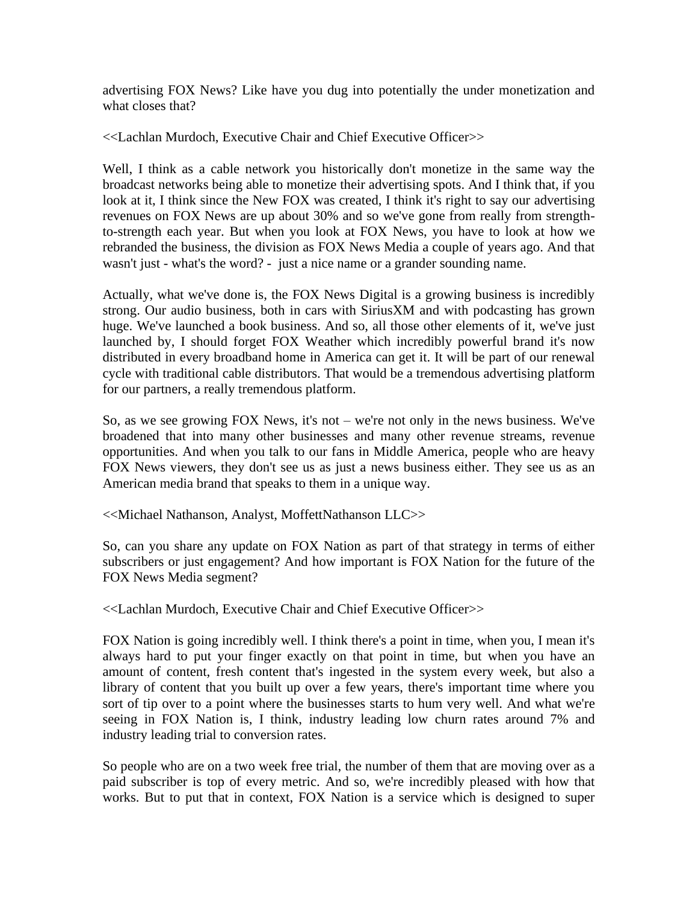advertising FOX News? Like have you dug into potentially the under monetization and what closes that?

<<Lachlan Murdoch, Executive Chair and Chief Executive Officer>>

Well, I think as a cable network you historically don't monetize in the same way the broadcast networks being able to monetize their advertising spots. And I think that, if you look at it, I think since the New FOX was created, I think it's right to say our advertising revenues on FOX News are up about 30% and so we've gone from really from strength-to-strength each year. But when you look at FOX News, you have to look at how we rebranded the business, the division as FOX News Media a couple of years ago. And that wasn't just - what's the word? - just a nice name or a grander sounding name.

Actually, what we've done is, the FOX News Digital is a growing business is incredibly strong. Our audio business, both in cars with SiriusXM and with podcasting has grown huge. We've launched a book business. And so, all those other elements of it, we've just launched by, I should forget FOX Weather which incredibly powerful brand it's now distributed in every broadband home in America can get it. It will be part of our renewal cycle with traditional cable distributors. That would be a tremendous advertising platform for our partners, a really tremendous platform.

So, as we see growing FOX News, it's not – we're not only in the news business. We've broadened that into many other businesses and many other revenue streams, revenue opportunities. And when you talk to our fans in Middle America, people who are heavy FOX News viewers, they don't see us as just a news business either. They see us as an American media brand that speaks to them in a unique way.

<<Michael Nathanson, Analyst, MoffettNathanson LLC>>

So, can you share any update on FOX Nation as part of that strategy in terms of either subscribers or just engagement? And how important is FOX Nation for the future of the FOX News Media segment?

<<Lachlan Murdoch, Executive Chair and Chief Executive Officer>>

FOX Nation is going incredibly well. I think there's a point in time, when you, I mean it's always hard to put your finger exactly on that point in time, but when you have an amount of content, fresh content that's ingested in the system every week, but also a library of content that you built up over a few years, there's important time where you sort of tip over to a point where the businesses starts to hum very well. And what we're seeing in FOX Nation is, I think, industry leading low churn rates around 7% and industry leading trial to conversion rates.

So people who are on a two week free trial, the number of them that are moving over as a paid subscriber is top of every metric. And so, we're incredibly pleased with how that works. But to put that in context, FOX Nation is a service which is designed to super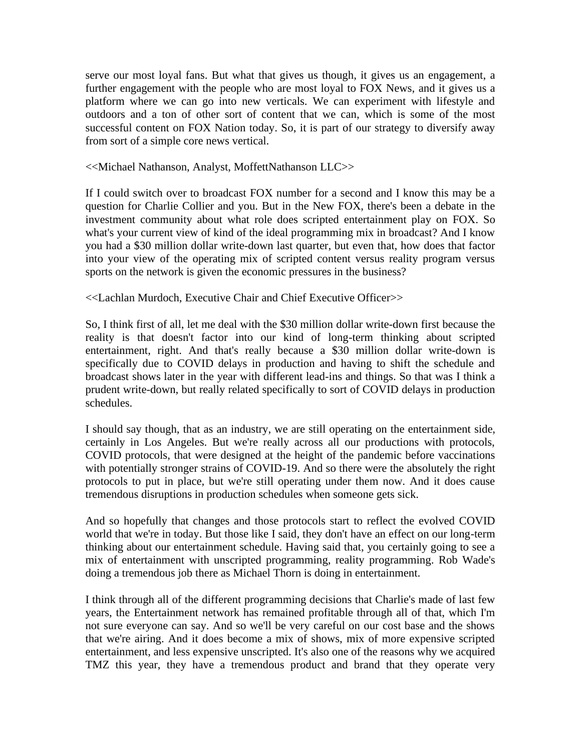serve our most loyal fans. But what that gives us though, it gives us an engagement, a further engagement with the people who are most loyal to FOX News, and it gives us a platform where we can go into new verticals. We can experiment with lifestyle and outdoors and a ton of other sort of content that we can, which is some of the most successful content on FOX Nation today. So, it is part of our strategy to diversify away from sort of a simple core news vertical.

<<Michael Nathanson, Analyst, MoffettNathanson LLC>>

If I could switch over to broadcast FOX number for a second and I know this may be a question for Charlie Collier and you. But in the New FOX, there's been a debate in the investment community about what role does scripted entertainment play on FOX. So what's your current view of kind of the ideal programming mix in broadcast? And I know you had a $30 million dollar write-down last quarter, but even that, how does that factor into your view of the operating mix of scripted content versus reality program versus sports on the network is given the economic pressures in the business?

<<Lachlan Murdoch, Executive Chair and Chief Executive Officer>>

So, I think first of all, let me deal with the $30 million dollar write-down first because the reality is that doesn't factor into our kind of long-term thinking about scripted entertainment, right. And that's really because a $30 million dollar write-down is specifically due to COVID delays in production and having to shift the schedule and broadcast shows later in the year with different lead-ins and things. So that was I think a prudent write-down, but really related specifically to sort of COVID delays in production schedules.

I should say though, that as an industry, we are still operating on the entertainment side, certainly in Los Angeles. But we're really across all our productions with protocols, COVID protocols, that were designed at the height of the pandemic before vaccinations with potentially stronger strains of COVID-19. And so there were the absolutely the right protocols to put in place, but we're still operating under them now. And it does cause tremendous disruptions in production schedules when someone gets sick.

And so hopefully that changes and those protocols start to reflect the evolved COVID world that we're in today. But those like I said, they don't have an effect on our long-term thinking about our entertainment schedule. Having said that, you certainly going to see a mix of entertainment with unscripted programming, reality programming. Rob Wade's doing a tremendous job there as Michael Thorn is doing in entertainment.

I think through all of the different programming decisions that Charlie's made of last few years, the Entertainment network has remained profitable through all of that, which I'm not sure everyone can say. And so we'll be very careful on our cost base and the shows that we're airing. And it does become a mix of shows, mix of more expensive scripted entertainment, and less expensive unscripted. It's also one of the reasons why we acquired TMZ this year, they have a tremendous product and brand that they operate very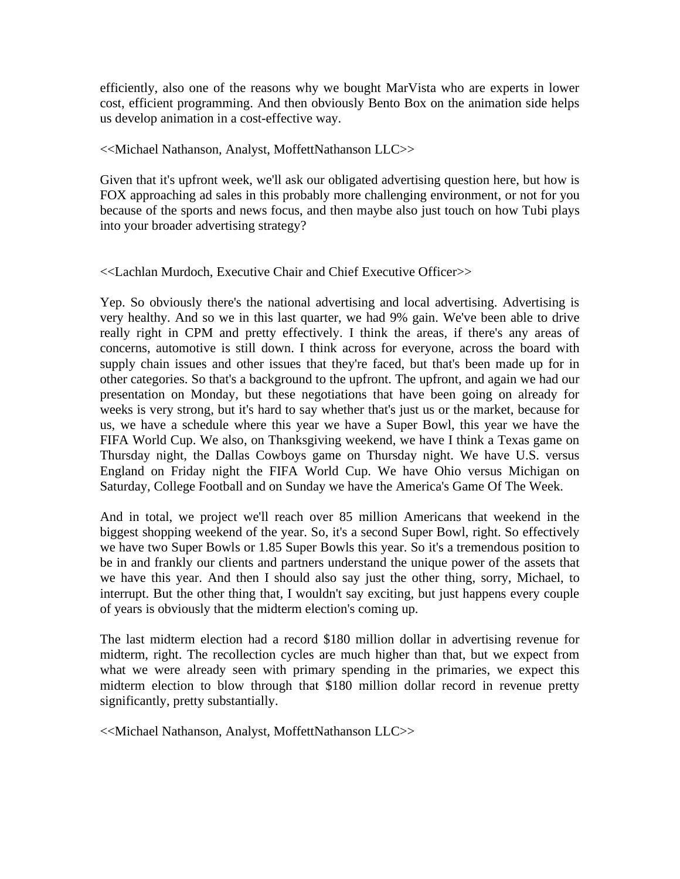efficiently, also one of the reasons why we bought MarVista who are experts in lower cost, efficient programming. And then obviously Bento Box on the animation side helps us develop animation in a cost-effective way.

<<Michael Nathanson, Analyst, MoffettNathanson LLC>>

Given that it's upfront week, we'll ask our obligated advertising question here, but how is FOX approaching ad sales in this probably more challenging environment, or not for you because of the sports and news focus, and then maybe also just touch on how Tubi plays into your broader advertising strategy?

<<Lachlan Murdoch, Executive Chair and Chief Executive Officer>>

Yep. So obviously there's the national advertising and local advertising. Advertising is very healthy. And so we in this last quarter, we had 9% gain. We've been able to drive really right in CPM and pretty effectively. I think the areas, if there's any areas of concerns, automotive is still down. I think across for everyone, across the board with supply chain issues and other issues that they're faced, but that's been made up for in other categories. So that's a background to the upfront. The upfront, and again we had our presentation on Monday, but these negotiations that have been going on already for weeks is very strong, but it's hard to say whether that's just us or the market, because for us, we have a schedule where this year we have a Super Bowl, this year we have the FIFA World Cup. We also, on Thanksgiving weekend, we have I think a Texas game on Thursday night, the Dallas Cowboys game on Thursday night. We have U.S. versus England on Friday night the FIFA World Cup. We have Ohio versus Michigan on Saturday, College Football and on Sunday we have the America's Game Of The Week.

And in total, we project we'll reach over 85 million Americans that weekend in the biggest shopping weekend of the year. So, it's a second Super Bowl, right. So effectively we have two Super Bowls or 1.85 Super Bowls this year. So it's a tremendous position to be in and frankly our clients and partners understand the unique power of the assets that we have this year. And then I should also say just the other thing, sorry, Michael, to interrupt. But the other thing that, I wouldn't say exciting, but just happens every couple of years is obviously that the midterm election's coming up.

The last midterm election had a record $180 million dollar in advertising revenue for midterm, right. The recollection cycles are much higher than that, but we expect from what we were already seen with primary spending in the primaries, we expect this midterm election to blow through that $180 million dollar record in revenue pretty significantly, pretty substantially.

<<Michael Nathanson, Analyst, MoffettNathanson LLC>>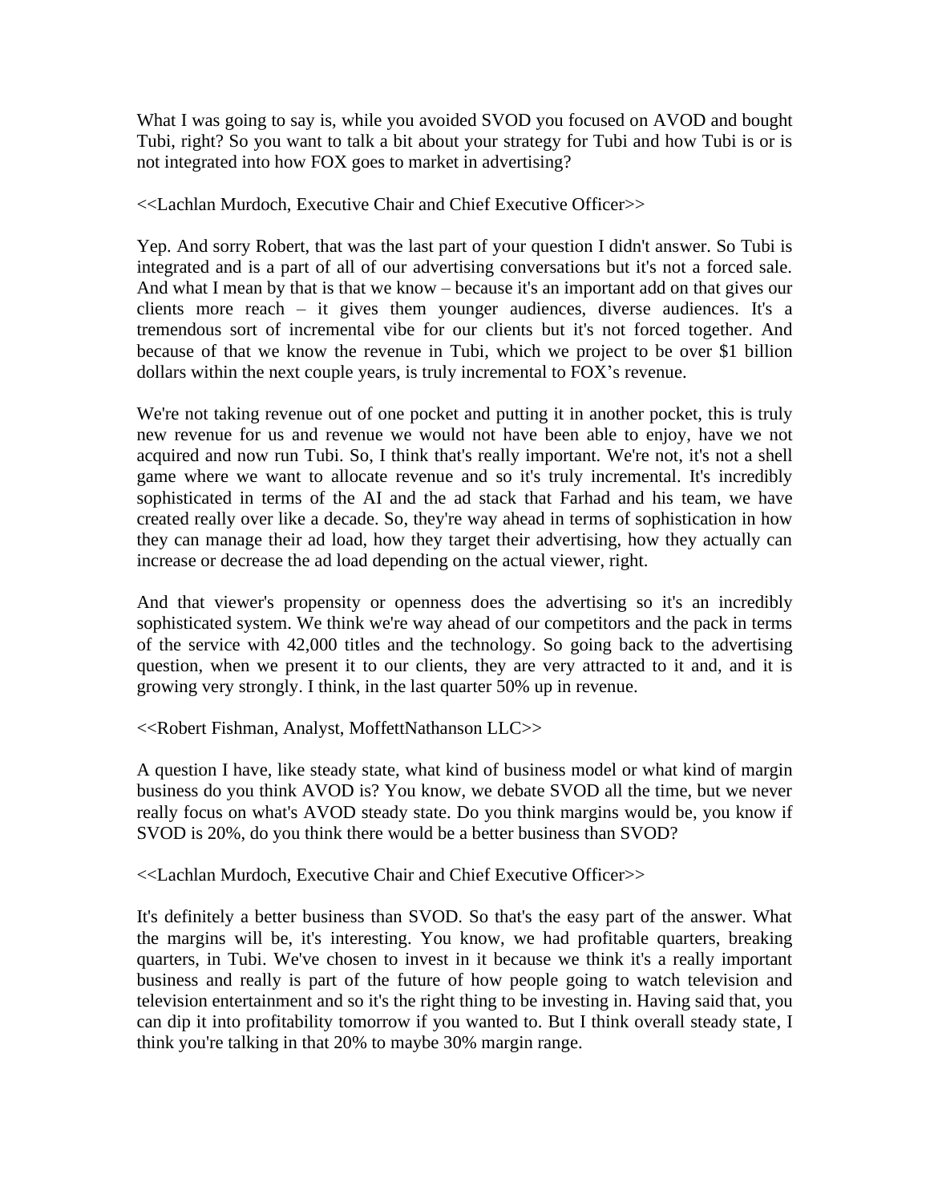What I was going to say is, while you avoided SVOD you focused on AVOD and bought Tubi, right? So you want to talk a bit about your strategy for Tubi and how Tubi is or is not integrated into how FOX goes to market in advertising?

<<Lachlan Murdoch, Executive Chair and Chief Executive Officer>>

Yep. And sorry Robert, that was the last part of your question I didn't answer. So Tubi is integrated and is a part of all of our advertising conversations but it's not a forced sale. And what I mean by that is that we know – because it's an important add on that gives our clients more reach – it gives them younger audiences, diverse audiences. It's a tremendous sort of incremental vibe for our clients but it's not forced together. And because of that we know the revenue in Tubi, which we project to be over $1 billion dollars within the next couple years, is truly incremental to FOX's revenue.

We're not taking revenue out of one pocket and putting it in another pocket, this is truly new revenue for us and revenue we would not have been able to enjoy, have we not acquired and now run Tubi. So, I think that's really important. We're not, it's not a shell game where we want to allocate revenue and so it's truly incremental. It's incredibly sophisticated in terms of the AI and the ad stack that Farhad and his team, we have created really over like a decade. So, they're way ahead in terms of sophistication in how they can manage their ad load, how they target their advertising, how they actually can increase or decrease the ad load depending on the actual viewer, right.

And that viewer's propensity or openness does the advertising so it's an incredibly sophisticated system. We think we're way ahead of our competitors and the pack in terms of the service with 42,000 titles and the technology. So going back to the advertising question, when we present it to our clients, they are very attracted to it and, and it is growing very strongly. I think, in the last quarter 50% up in revenue.

<<Robert Fishman, Analyst, MoffettNathanson LLC>>

A question I have, like steady state, what kind of business model or what kind of margin business do you think AVOD is? You know, we debate SVOD all the time, but we never really focus on what's AVOD steady state. Do you think margins would be, you know if SVOD is 20%, do you think there would be a better business than SVOD?

<<Lachlan Murdoch, Executive Chair and Chief Executive Officer>>

It's definitely a better business than SVOD. So that's the easy part of the answer. What the margins will be, it's interesting. You know, we had profitable quarters, breaking quarters, in Tubi. We've chosen to invest in it because we think it's a really important business and really is part of the future of how people going to watch television and television entertainment and so it's the right thing to be investing in. Having said that, you can dip it into profitability tomorrow if you wanted to. But I think overall steady state, I think you're talking in that 20% to maybe 30% margin range.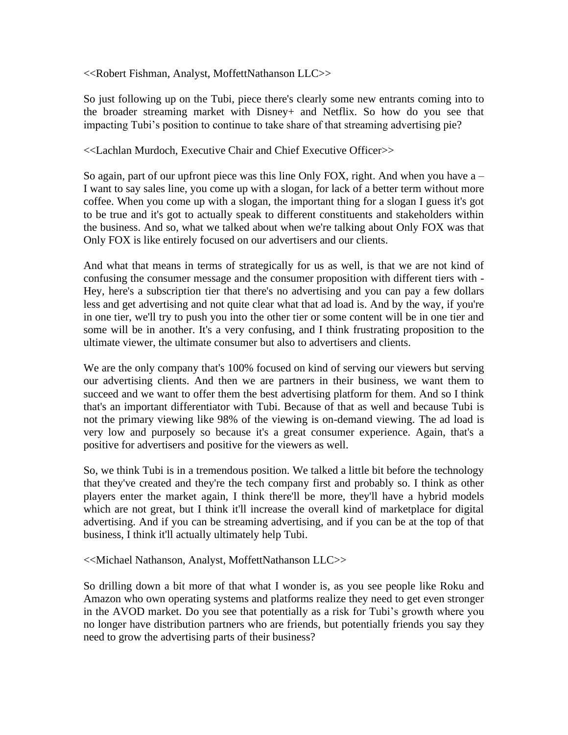<<Robert Fishman, Analyst, MoffettNathanson LLC>>

So just following up on the Tubi, piece there's clearly some new entrants coming into to the broader streaming market with Disney+ and Netflix. So how do you see that impacting Tubi's position to continue to take share of that streaming advertising pie?

<<Lachlan Murdoch, Executive Chair and Chief Executive Officer>>

So again, part of our upfront piece was this line Only FOX, right. And when you have a – I want to say sales line, you come up with a slogan, for lack of a better term without more coffee. When you come up with a slogan, the important thing for a slogan I guess it's got to be true and it's got to actually speak to different constituents and stakeholders within the business. And so, what we talked about when we're talking about Only FOX was that Only FOX is like entirely focused on our advertisers and our clients.

And what that means in terms of strategically for us as well, is that we are not kind of confusing the consumer message and the consumer proposition with different tiers with - Hey, here's a subscription tier that there's no advertising and you can pay a few dollars less and get advertising and not quite clear what that ad load is. And by the way, if you're in one tier, we'll try to push you into the other tier or some content will be in one tier and some will be in another. It's a very confusing, and I think frustrating proposition to the ultimate viewer, the ultimate consumer but also to advertisers and clients.

We are the only company that's 100% focused on kind of serving our viewers but serving our advertising clients. And then we are partners in their business, we want them to succeed and we want to offer them the best advertising platform for them. And so I think that's an important differentiator with Tubi. Because of that as well and because Tubi is not the primary viewing like 98% of the viewing is on-demand viewing. The ad load is very low and purposely so because it's a great consumer experience. Again, that's a positive for advertisers and positive for the viewers as well.

So, we think Tubi is in a tremendous position. We talked a little bit before the technology that they've created and they're the tech company first and probably so. I think as other players enter the market again, I think there'll be more, they'll have a hybrid models which are not great, but I think it'll increase the overall kind of marketplace for digital advertising. And if you can be streaming advertising, and if you can be at the top of that business, I think it'll actually ultimately help Tubi.

<<Michael Nathanson, Analyst, MoffettNathanson LLC>>

So drilling down a bit more of that what I wonder is, as you see people like Roku and Amazon who own operating systems and platforms realize they need to get even stronger in the AVOD market. Do you see that potentially as a risk for Tubi's growth where you no longer have distribution partners who are friends, but potentially friends you say they need to grow the advertising parts of their business?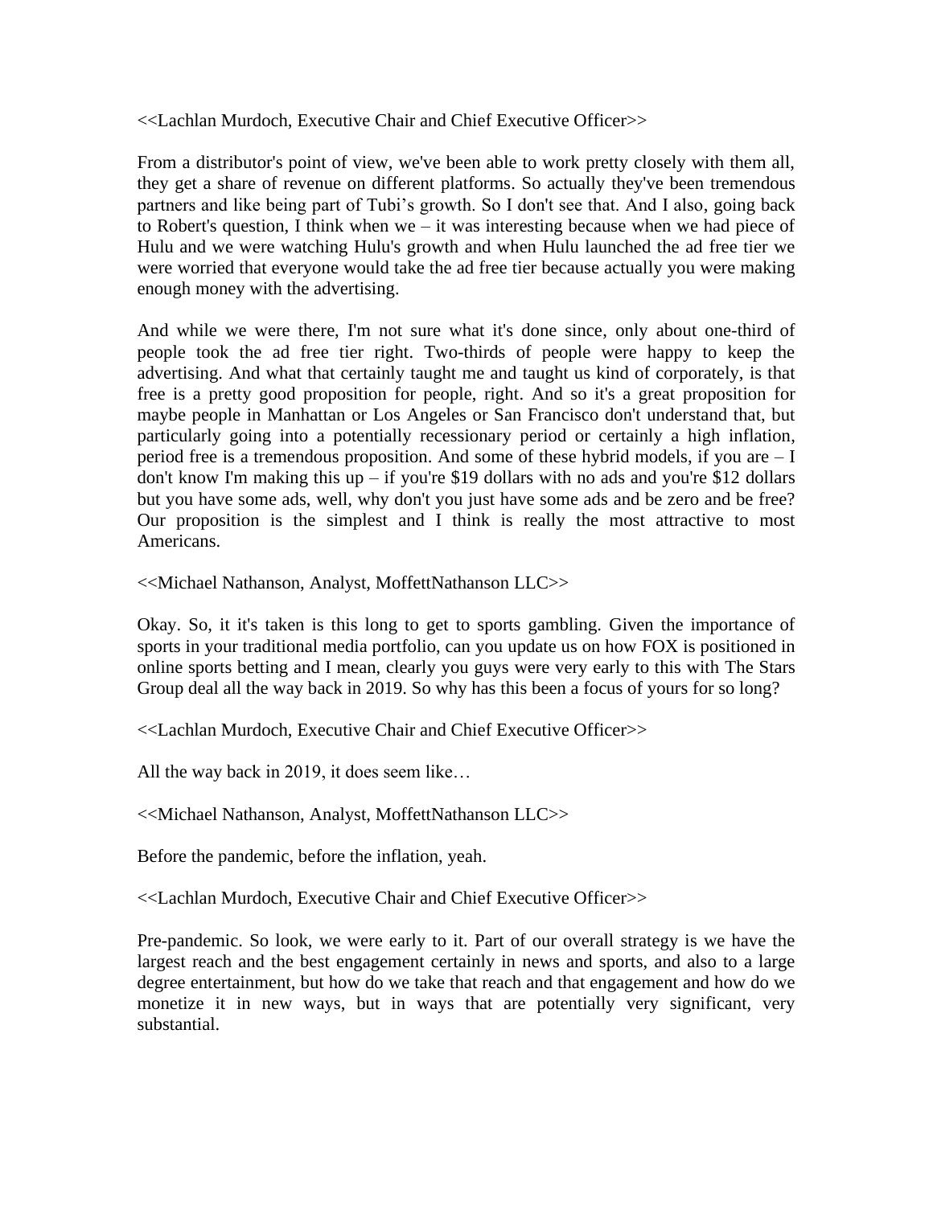<<Lachlan Murdoch, Executive Chair and Chief Executive Officer>>

From a distributor's point of view, we've been able to work pretty closely with them all, they get a share of revenue on different platforms. So actually they've been tremendous partners and like being part of Tubi's growth. So I don't see that. And I also, going back to Robert's question, I think when we – it was interesting because when we had piece of Hulu and we were watching Hulu's growth and when Hulu launched the ad free tier we were worried that everyone would take the ad free tier because actually you were making enough money with the advertising.

And while we were there, I'm not sure what it's done since, only about one-third of people took the ad free tier right. Two-thirds of people were happy to keep the advertising. And what that certainly taught me and taught us kind of corporately, is that free is a pretty good proposition for people, right. And so it's a great proposition for maybe people in Manhattan or Los Angeles or San Francisco don't understand that, but particularly going into a potentially recessionary period or certainly a high inflation, period free is a tremendous proposition. And some of these hybrid models, if you are – I don't know I'm making this up – if you're $19 dollars with no ads and you're $12 dollars but you have some ads, well, why don't you just have some ads and be zero and be free? Our proposition is the simplest and I think is really the most attractive to most Americans.

<<Michael Nathanson, Analyst, MoffettNathanson LLC>>

Okay. So, it it's taken is this long to get to sports gambling. Given the importance of sports in your traditional media portfolio, can you update us on how FOX is positioned in online sports betting and I mean, clearly you guys were very early to this with The Stars Group deal all the way back in 2019. So why has this been a focus of yours for so long?

<<Lachlan Murdoch, Executive Chair and Chief Executive Officer>>

All the way back in 2019, it does seem like…

<<Michael Nathanson, Analyst, MoffettNathanson LLC>>

Before the pandemic, before the inflation, yeah.

<<Lachlan Murdoch, Executive Chair and Chief Executive Officer>>

Pre-pandemic. So look, we were early to it. Part of our overall strategy is we have the largest reach and the best engagement certainly in news and sports, and also to a large degree entertainment, but how do we take that reach and that engagement and how do we monetize it in new ways, but in ways that are potentially very significant, very substantial.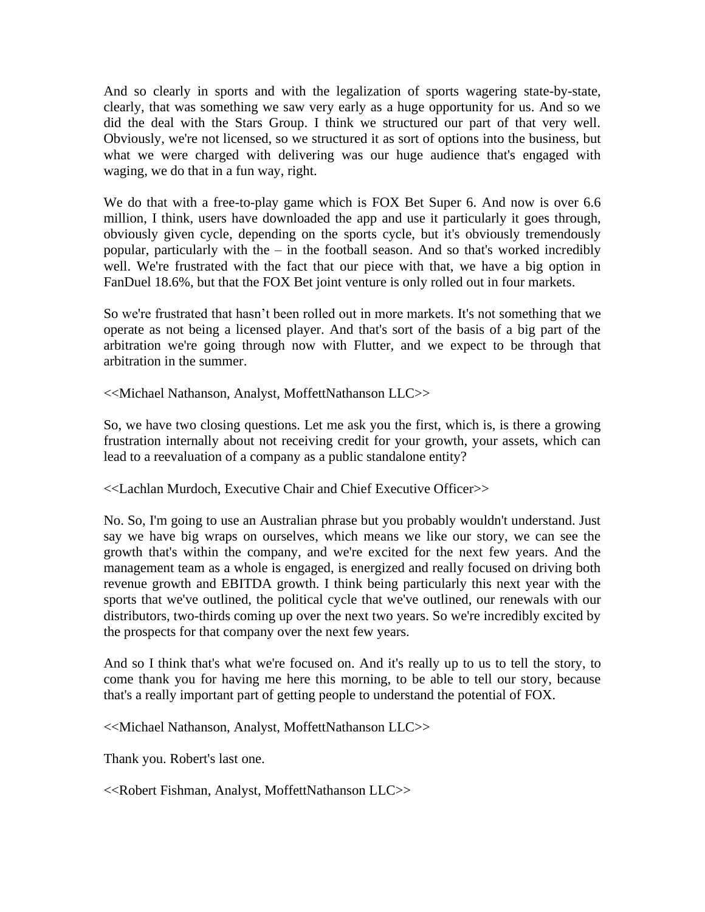And so clearly in sports and with the legalization of sports wagering state-by-state, clearly, that was something we saw very early as a huge opportunity for us. And so we did the deal with the Stars Group. I think we structured our part of that very well. Obviously, we're not licensed, so we structured it as sort of options into the business, but what we were charged with delivering was our huge audience that's engaged with waging, we do that in a fun way, right.

We do that with a free-to-play game which is FOX Bet Super 6. And now is over 6.6 million, I think, users have downloaded the app and use it particularly it goes through, obviously given cycle, depending on the sports cycle, but it's obviously tremendously popular, particularly with the – in the football season. And so that's worked incredibly well. We're frustrated with the fact that our piece with that, we have a big option in FanDuel 18.6%, but that the FOX Bet joint venture is only rolled out in four markets.

So we're frustrated that hasn't been rolled out in more markets. It's not something that we operate as not being a licensed player. And that's sort of the basis of a big part of the arbitration we're going through now with Flutter, and we expect to be through that arbitration in the summer.

<<Michael Nathanson, Analyst, MoffettNathanson LLC>>

So, we have two closing questions. Let me ask you the first, which is, is there a growing frustration internally about not receiving credit for your growth, your assets, which can lead to a reevaluation of a company as a public standalone entity?

<<Lachlan Murdoch, Executive Chair and Chief Executive Officer>>

No. So, I'm going to use an Australian phrase but you probably wouldn't understand. Just say we have big wraps on ourselves, which means we like our story, we can see the growth that's within the company, and we're excited for the next few years. And the management team as a whole is engaged, is energized and really focused on driving both revenue growth and EBITDA growth. I think being particularly this next year with the sports that we've outlined, the political cycle that we've outlined, our renewals with our distributors, two-thirds coming up over the next two years. So we're incredibly excited by the prospects for that company over the next few years.

And so I think that's what we're focused on. And it's really up to us to tell the story, to come thank you for having me here this morning, to be able to tell our story, because that's a really important part of getting people to understand the potential of FOX.

<<Michael Nathanson, Analyst, MoffettNathanson LLC>>

Thank you. Robert's last one.

<<Robert Fishman, Analyst, MoffettNathanson LLC>>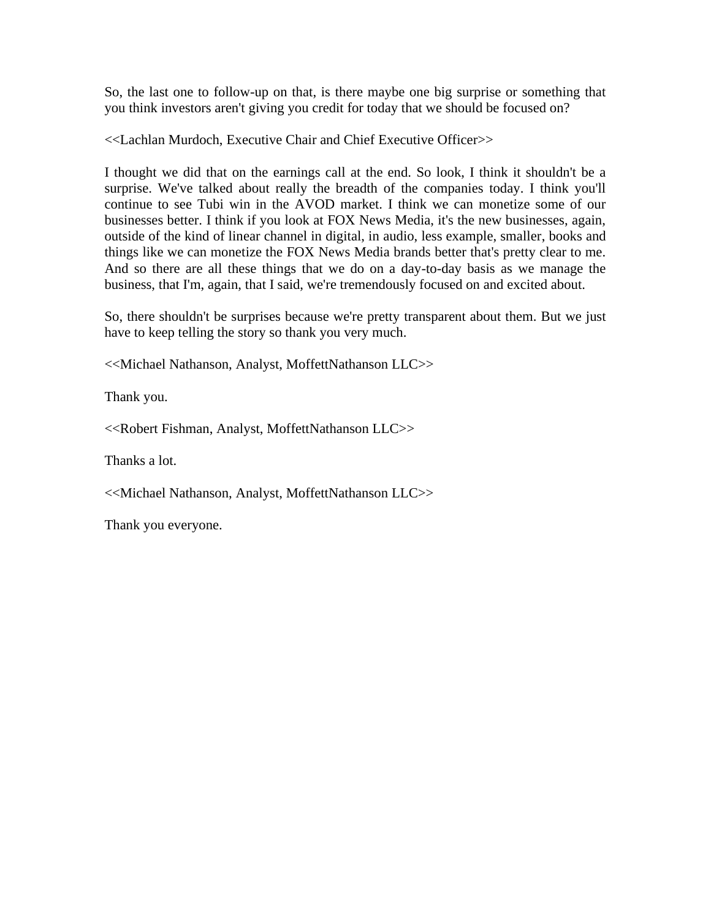So, the last one to follow-up on that, is there maybe one big surprise or something that you think investors aren't giving you credit for today that we should be focused on?

<<Lachlan Murdoch, Executive Chair and Chief Executive Officer>>

I thought we did that on the earnings call at the end. So look, I think it shouldn't be a surprise. We've talked about really the breadth of the companies today. I think you'll continue to see Tubi win in the AVOD market. I think we can monetize some of our businesses better. I think if you look at FOX News Media, it's the new businesses, again, outside of the kind of linear channel in digital, in audio, less example, smaller, books and things like we can monetize the FOX News Media brands better that's pretty clear to me. And so there are all these things that we do on a day-to-day basis as we manage the business, that I'm, again, that I said, we're tremendously focused on and excited about.

So, there shouldn't be surprises because we're pretty transparent about them. But we just have to keep telling the story so thank you very much.

<<Michael Nathanson, Analyst, MoffettNathanson LLC>>

Thank you.

<<Robert Fishman, Analyst, MoffettNathanson LLC>>

Thanks a lot.

<<Michael Nathanson, Analyst, MoffettNathanson LLC>>

Thank you everyone.